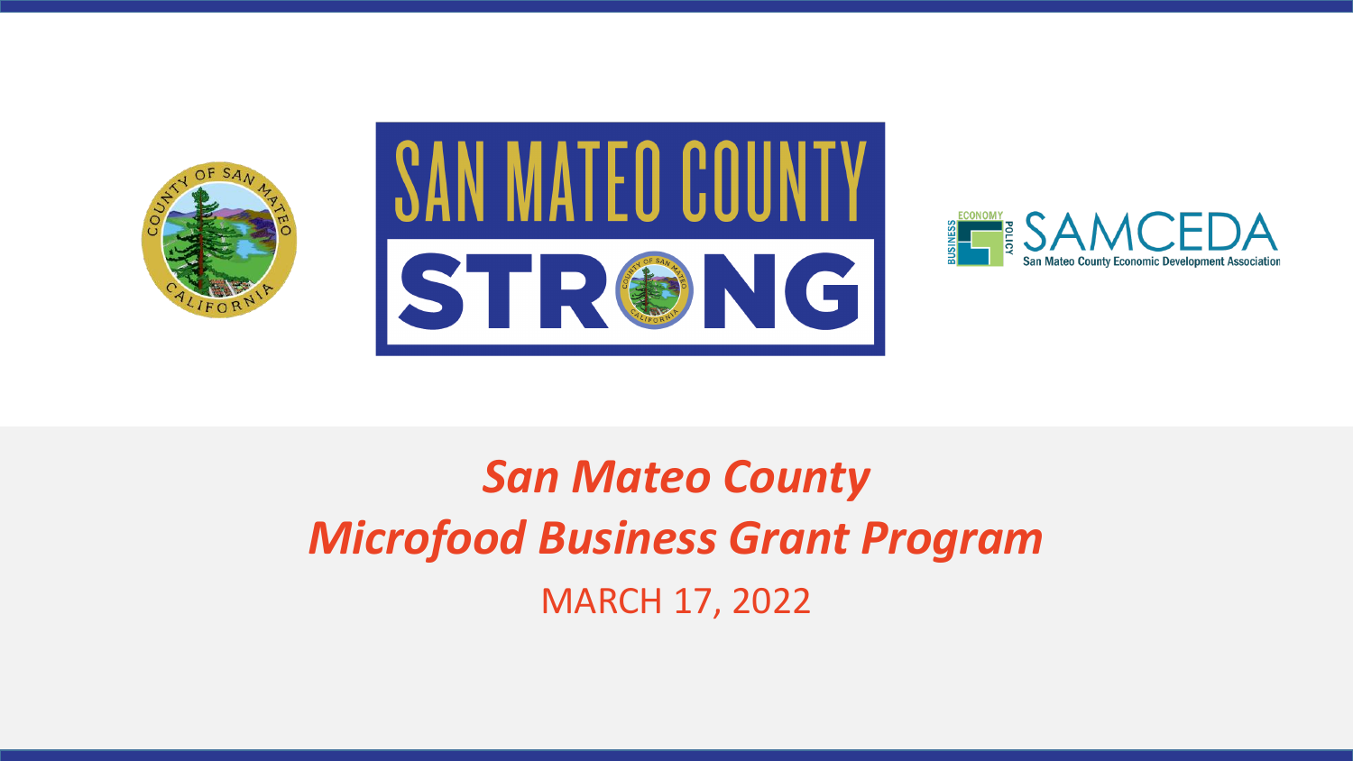SAN MATEO COUNTY

STRONG

SAMCEDA

San Mateo County Economic Development Association

# *San Mateo County Microfood Business Grant Program*

MARCH 17, 2022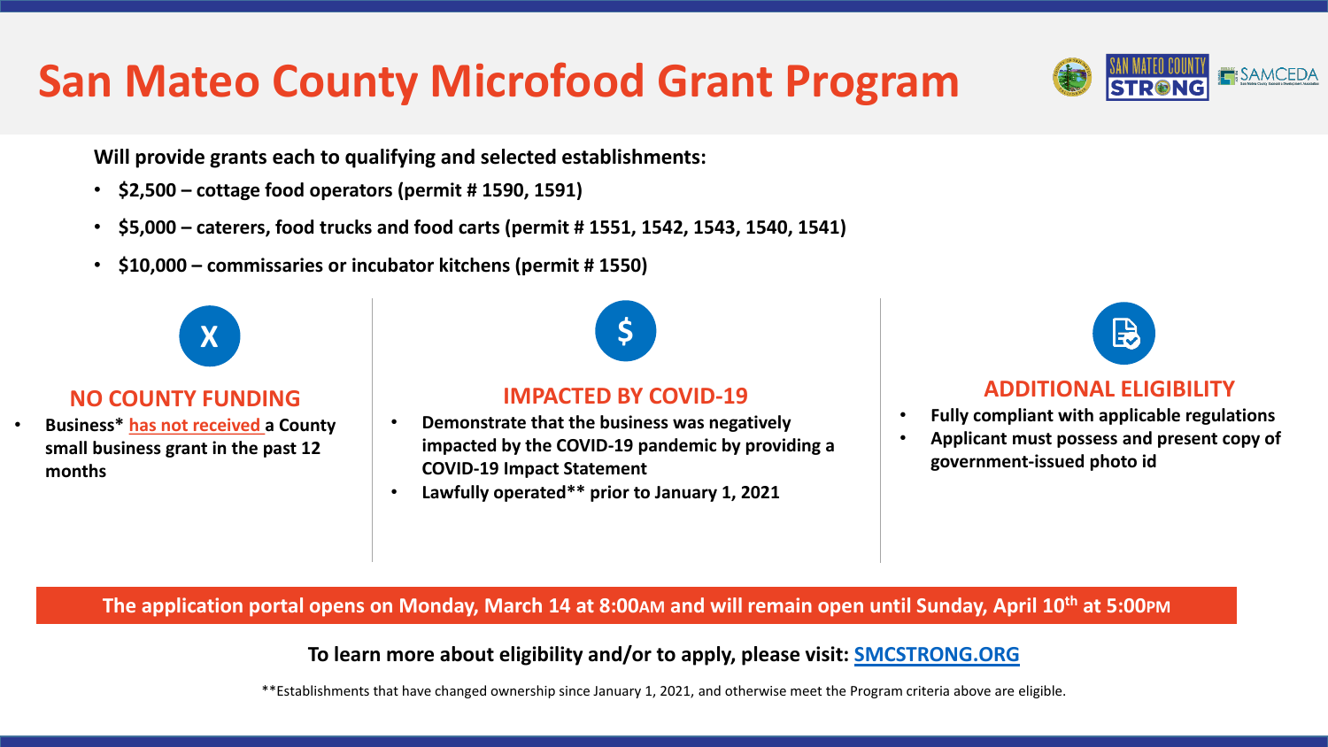# San Mateo County Microfood Grant Program

**Will provide grants each to qualifying and selected establishments:**

- **$2,500 – cottage food operators (permit # 1590, 1591)**
- **$5,000 – caterers, food trucks and food carts (permit # 1551, 1542, 1543, 1540, 1541)**
- **$10,000 – commissaries or incubator kitchens (permit # 1550)**

## NO COUNTY FUNDING

- **Business* has not received a County small business grant in the past 12 months**

## IMPACTED BY COVID-19

- **Demonstrate that the business was negatively impacted by the COVID-19 pandemic by providing a COVID-19 Impact Statement**
- **Lawfully operated** prior to January 1, 2021**

## ADDITIONAL ELIGIBILITY

- **Fully compliant with applicable regulations**
- **Applicant must possess and present copy of government-issued photo id**

**The application portal opens on Monday, March 14 at 8:00AM and will remain open until Sunday, April 10th at 5:00PM**

**To learn more about eligibility and/or to apply, please visit: SMCSTRONG.ORG**

**Establishments that have changed ownership since January 1, 2021, and otherwise meet the Program criteria above are eligible.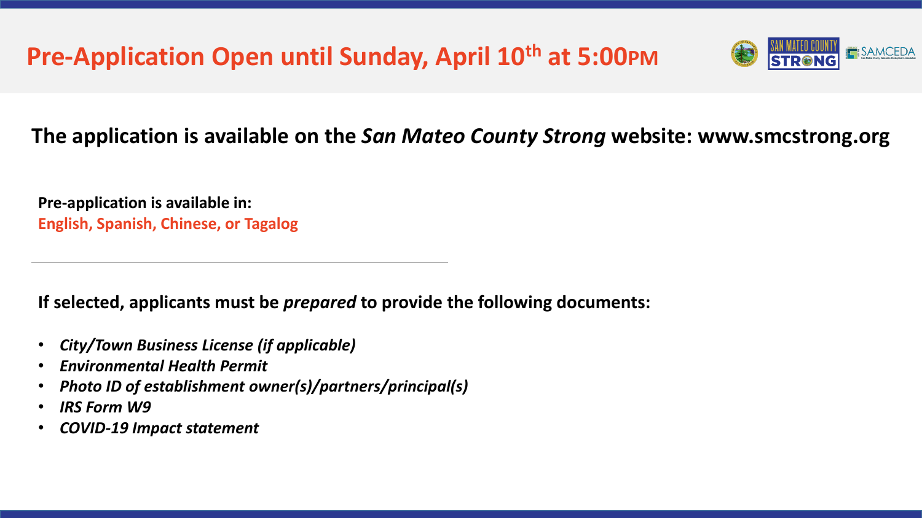# Pre-Application Open until Sunday, April 10th at 5:00PM

**The application is available on the *San Mateo County Strong* website: www.smcstrong.org**

**Pre-application is available in:**
**English, Spanish, Chinese, or Tagalog**

---

**If selected, applicants must be *prepared* to provide the following documents:**

- ***City/Town Business License (if applicable)***
- ***Environmental Health Permit***
- ***Photo ID of establishment owner(s)/partners/principal(s)***
- ***IRS Form W9***
- ***COVID-19 Impact statement***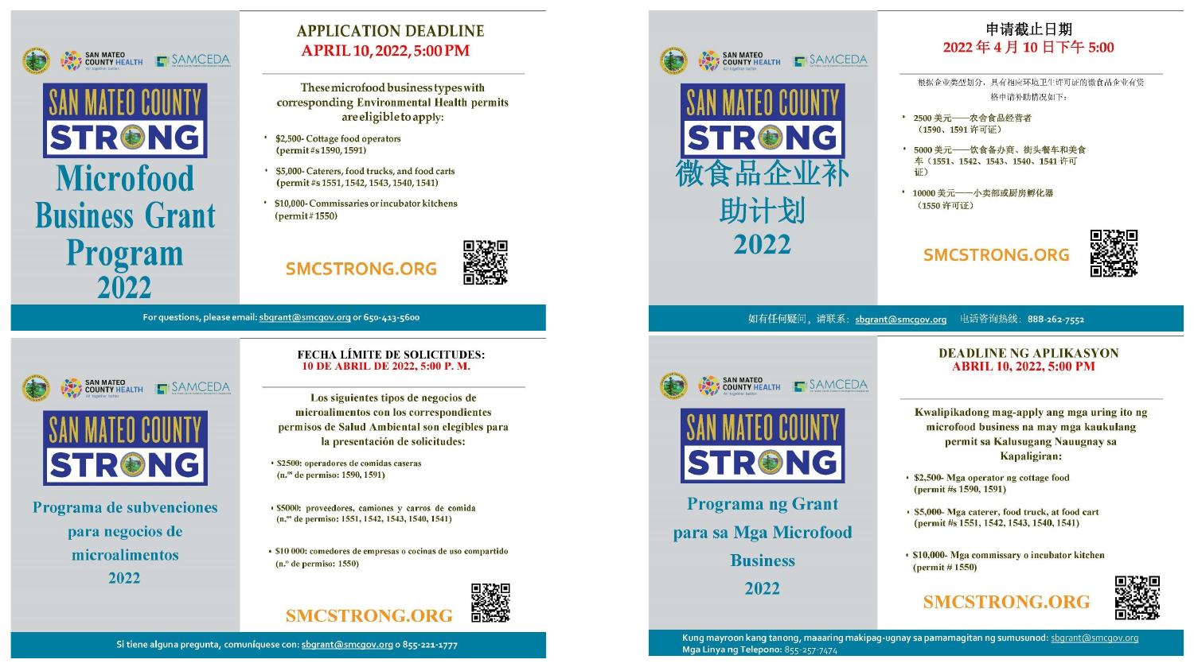SAN MATEO COUNTY HEALTH | SAMCEDA

# SAN MATEO COUNTY STRONG

# Microfood Business Grant Program 2022

## APPLICATION DEADLINE
**APRIL 10, 2022, 5:00 PM**

These microfood business types with corresponding Environmental Health permits are eligible to apply:

- $2,500- Cottage food operators (permit #s 1590, 1591)
- $5,000- Caterers, food trucks, and food carts (permit #s 1551, 1542, 1543, 1540, 1541)
- $10,000- Commissaries or incubator kitchens (permit # 1550)

**SMCSTRONG.ORG**

For questions, please email: sbgrant@smcgov.org or 650-413-5600

---

SAN MATEO COUNTY HEALTH | SAMCEDA

# SAN MATEO COUNTY STRONG

# 微食品企业补助计划 2022

## 申请截止日期
**2022 年 4 月 10 日下午 5:00**

根据企业类型划分，具有相应环境卫生许可证的微食品企业有资格申请补助情况如下：

- 2500 美元——农舍食品经营者（1590、1591 许可证）
- 5000 美元——饮食备办商、街头餐车和美食车（1551、1542、1543、1540、1541 许可证）
- 10000 美元——小卖部或厨房孵化器（1550 许可证）

**SMCSTRONG.ORG**

如有任何疑问，请联系：sbgrant@smcgov.org 电话咨询热线：888-262-7552

---

SAN MATEO COUNTY HEALTH | SAMCEDA

# SAN MATEO COUNTY STRONG

# Programa de subvenciones para negocios de microalimentos 2022

## FECHA LÍMITE DE SOLICITUDES:
**10 DE ABRIL DE 2022, 5:00 P. M.**

Los siguientes tipos de negocios de microalimentos con los correspondientes permisos de Salud Ambiental son elegibles para la presentación de solicitudes:

- $2500: operadores de comidas caseras (n.os de permiso: 1590, 1591)
- $5000: proveedores, camiones y carros de comida (n.os de permiso: 1551, 1542, 1543, 1540, 1541)
- $10 000: comedores de empresas o cocinas de uso compartido (n.º de permiso: 1550)

**SMCSTRONG.ORG**

Si tiene alguna pregunta, comuníquese con: sbgrant@smcgov.org o 855-221-1777

---

SAN MATEO COUNTY HEALTH | SAMCEDA

# SAN MATEO COUNTY STRONG

# Programa ng Grant para sa Mga Microfood Business 2022

## DEADLINE NG APLIKASYON
**ABRIL 10, 2022, 5:00 PM**

Kwalipikadong mag-apply ang mga uring ito ng microfood business na may mga kaukulang permit sa Kalusugang Nauugnay sa Kapaligiran:

- $2,500- Mga operator ng cottage food (permit #s 1590, 1591)
- $5,000- Mga caterer, food truck, at food cart (permit #s 1551, 1542, 1543, 1540, 1541)
- $10,000- Mga commissary o incubator kitchen (permit # 1550)

**SMCSTRONG.ORG**

Kung mayroon kang tanong, maaaring makipag-ugnay sa pamamagitan ng sumusunod: sbgrant@smcgov.org
Mga Linya ng Telepono: 855-257-7474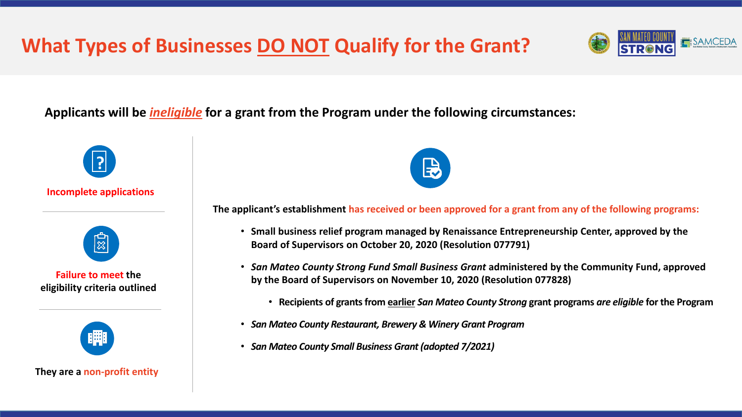# What Types of Businesses DO NOT Qualify for the Grant?

**Applicants will be *ineligible* for a grant from the Program under the following circumstances:**

**Incomplete applications**

**Failure to meet the eligibility criteria outlined**

**They are a non-profit entity**

**The applicant's establishment has received or been approved for a grant from any of the following programs:**

- **Small business relief program managed by Renaissance Entrepreneurship Center, approved by the Board of Supervisors on October 20, 2020 (Resolution 077791)**
- ***San Mateo County Strong Fund Small Business Grant* administered by the Community Fund, approved by the Board of Supervisors on November 10, 2020 (Resolution 077828)**
  - **Recipients of grants from earlier *San Mateo County Strong* grant programs *are eligible* for the Program**
- ***San Mateo County Restaurant, Brewery & Winery Grant Program***
- ***San Mateo County Small Business Grant (adopted 7/2021)***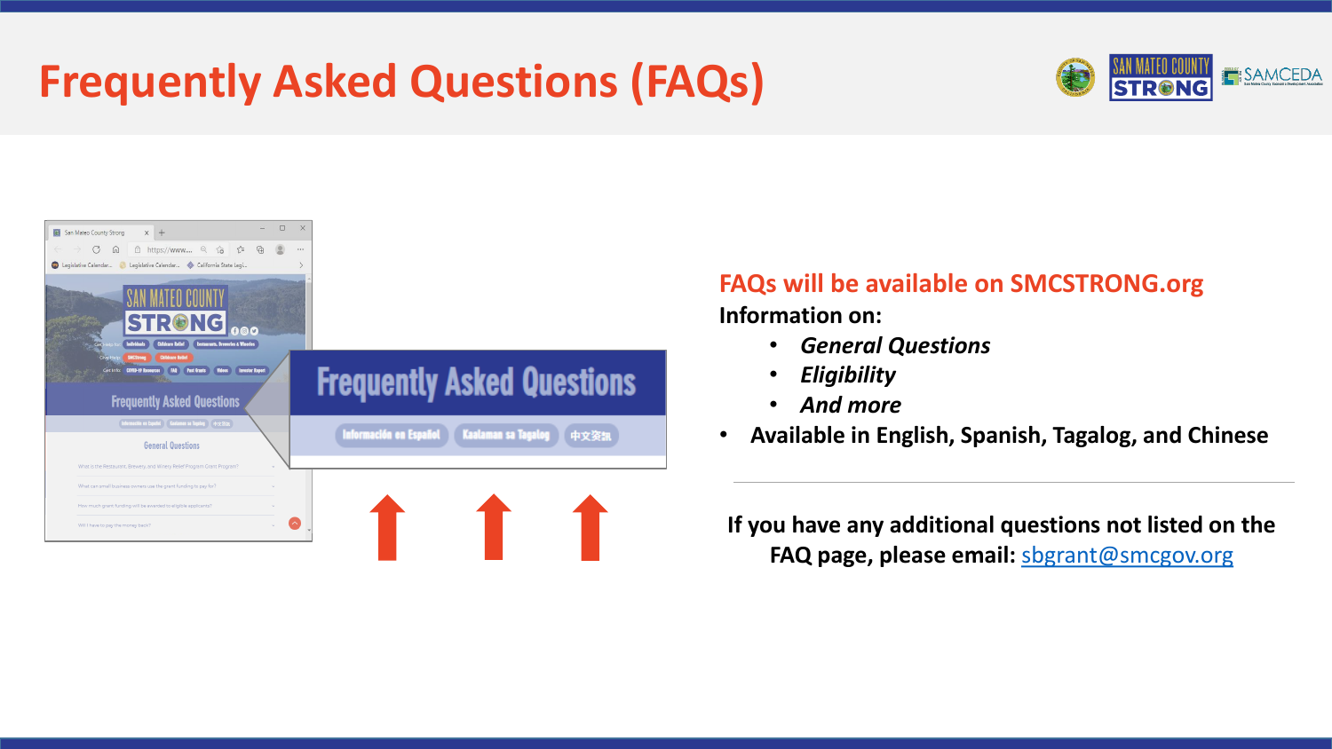# Frequently Asked Questions (FAQs)

**FAQs will be available on SMCSTRONG.org**

**Information on:**

- *General Questions*
- *Eligibility*
- *And more*

- Available in English, Spanish, Tagalog, and Chinese

---

**If you have any additional questions not listed on the FAQ page, please email: sbgrant@smcgov.org**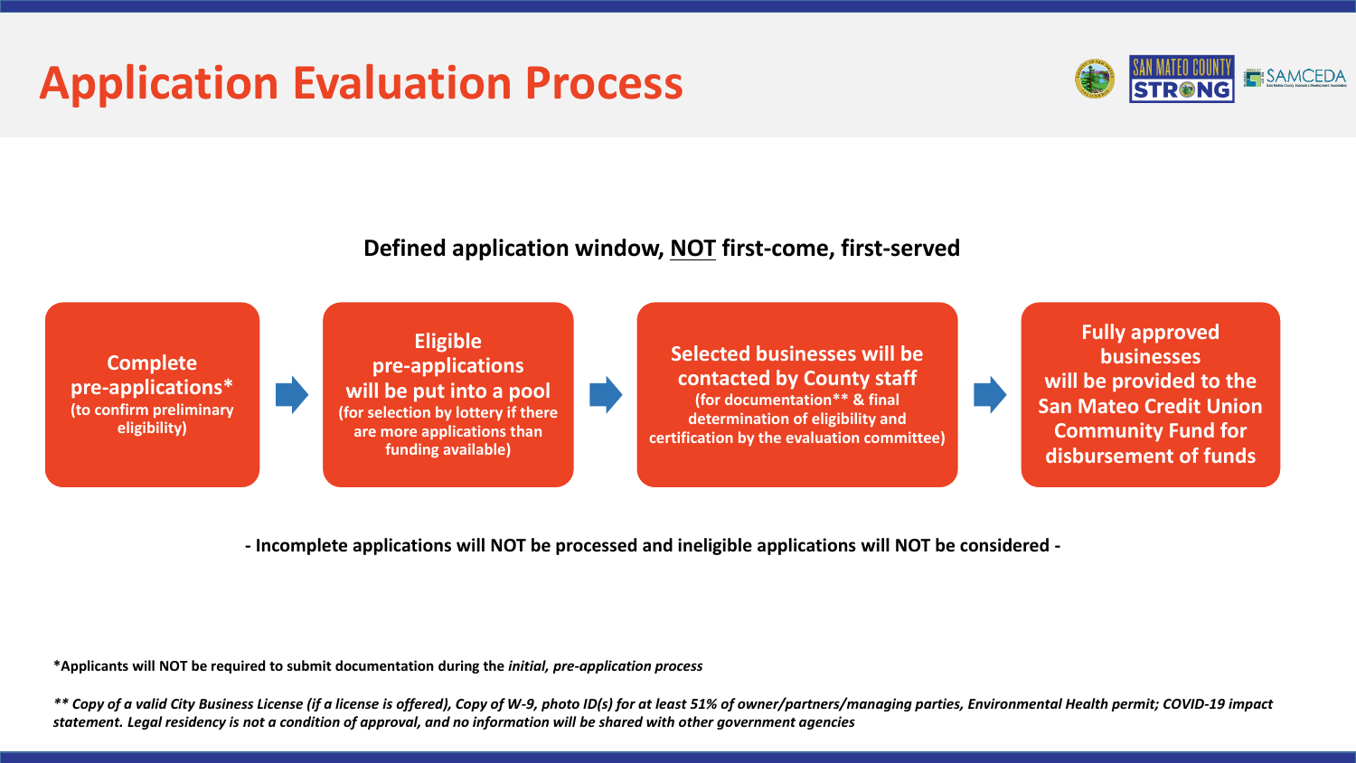# Application Evaluation Process

**Defined application window, NOT first-come, first-served**

1. **Complete pre-applications*** (to confirm preliminary eligibility)
2. **Eligible pre-applications will be put into a pool** (for selection by lottery if there are more applications than funding available)
3. **Selected businesses will be contacted by County staff** (for documentation** & final determination of eligibility and certification by the evaluation committee)
4. **Fully approved businesses will be provided to the San Mateo Credit Union Community Fund for disbursement of funds**

**- Incomplete applications will NOT be processed and ineligible applications will NOT be considered -**

***Applicants will NOT be required to submit documentation during the *initial, pre-application process***

***** Copy of a valid City Business License (if a license is offered), Copy of W-9, photo ID(s) for at least 51% of owner/partners/managing parties, Environmental Health permit; COVID-19 impact statement. Legal residency is not a condition of approval, and no information will be shared with other government agencies***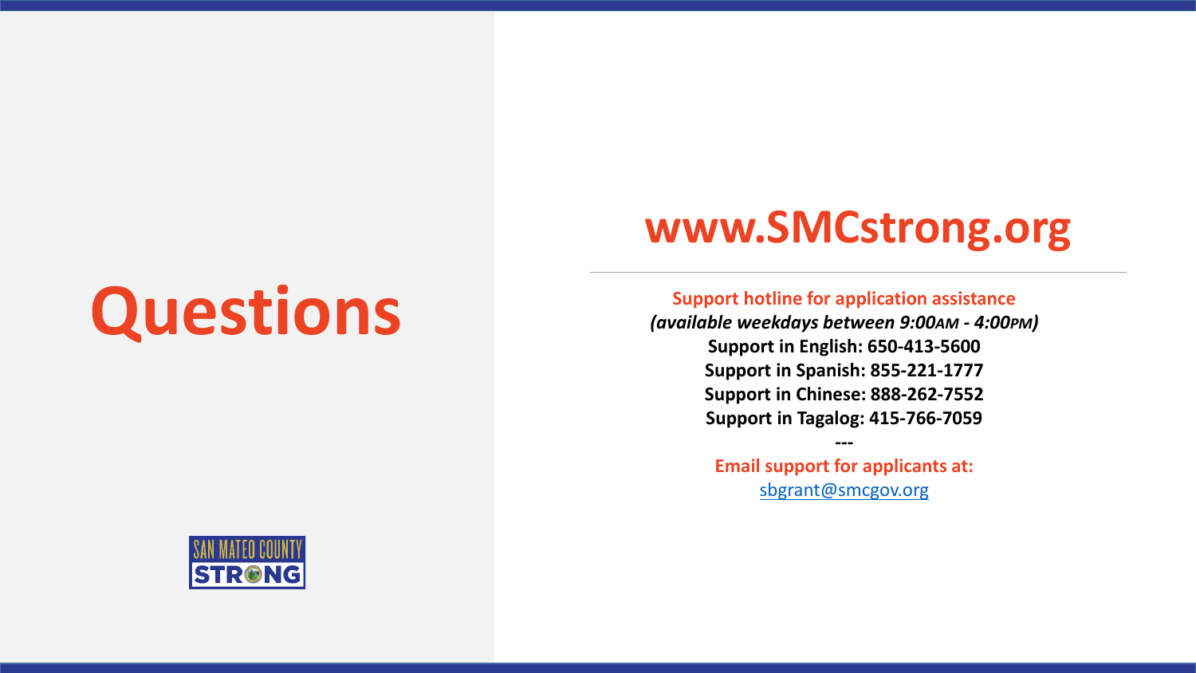# Questions

## www.SMCstrong.org

---

**Support hotline for application assistance**

***(available weekdays between 9:00AM - 4:00PM)***

**Support in English: 650-413-5600**

**Support in Spanish: 855-221-1777**

**Support in Chinese: 888-262-7552**

**Support in Tagalog: 415-766-7059**

---

**Email support for applicants at:**

sbgrant@smcgov.org

SAN MATEO COUNTY STRONG